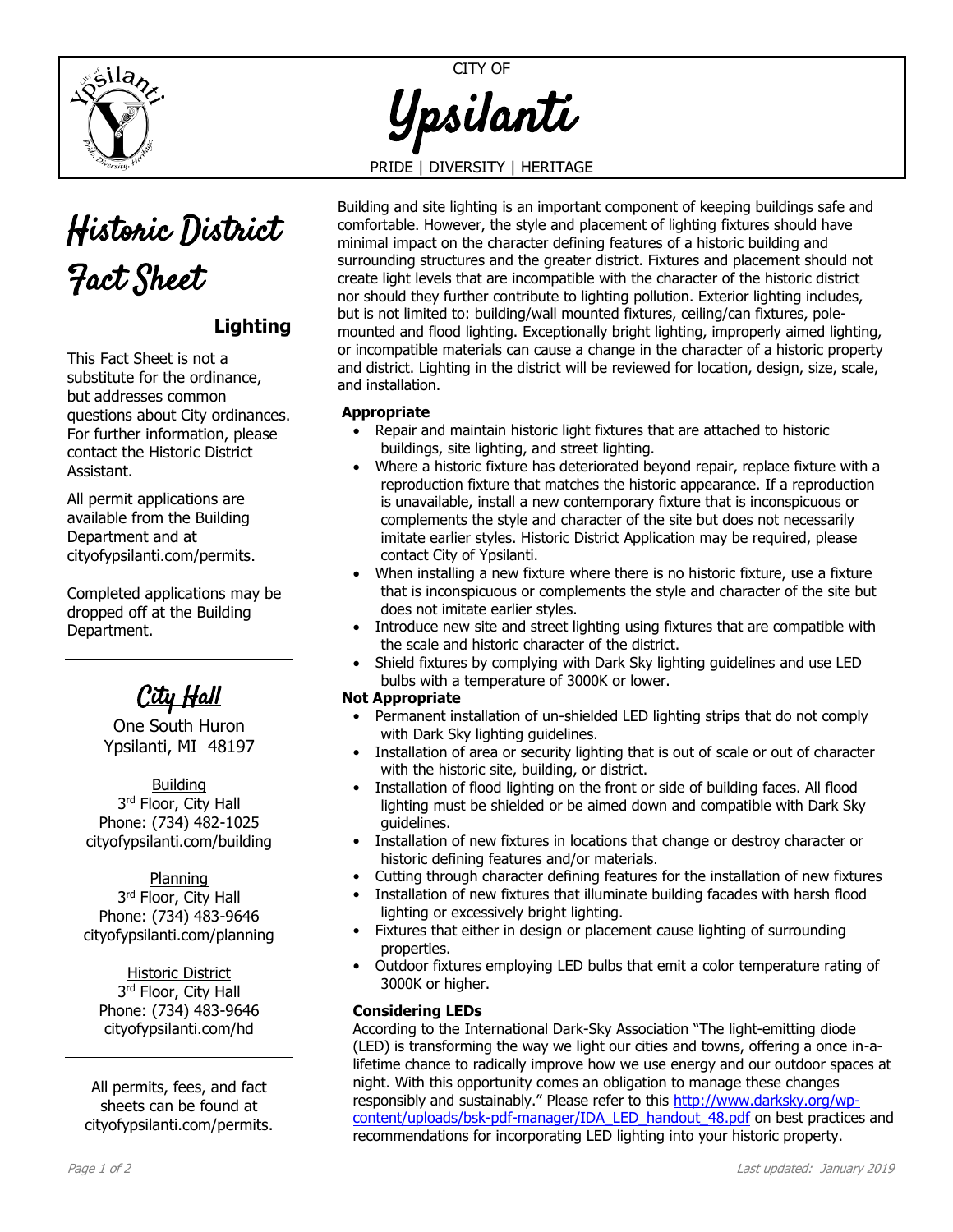CITY OF

# Ypsilanti

PRIDE | DIVERSITY | HERITAGE

# Historic District Fact Sheet

## Lighting

This Fact Sheet is not a substitute for the ordinance, but addresses common questions about City ordinances. For further information, please contact the Historic District Assistant.

All permit applications are available from the Building Department and at cityofypsilanti.com/permits.

Completed applications may be dropped off at the Building Department.

### City Hall

One South Huron
Ypsilanti, MI 48197

Building
3rd Floor, City Hall
Phone: (734) 482-1025
cityofypsilanti.com/building

Planning
3rd Floor, City Hall
Phone: (734) 483-9646
cityofypsilanti.com/planning

Historic District
3rd Floor, City Hall
Phone: (734) 483-9646
cityofypsilanti.com/hd

All permits, fees, and fact sheets can be found at cityofypsilanti.com/permits.

---

Building and site lighting is an important component of keeping buildings safe and comfortable. However, the style and placement of lighting fixtures should have minimal impact on the character defining features of a historic building and surrounding structures and the greater district. Fixtures and placement should not create light levels that are incompatible with the character of the historic district nor should they further contribute to lighting pollution. Exterior lighting includes, but is not limited to: building/wall mounted fixtures, ceiling/can fixtures, pole-mounted and flood lighting. Exceptionally bright lighting, improperly aimed lighting, or incompatible materials can cause a change in the character of a historic property and district. Lighting in the district will be reviewed for location, design, size, scale, and installation.

**Appropriate**

- Repair and maintain historic light fixtures that are attached to historic buildings, site lighting, and street lighting.
- Where a historic fixture has deteriorated beyond repair, replace fixture with a reproduction fixture that matches the historic appearance. If a reproduction is unavailable, install a new contemporary fixture that is inconspicuous or complements the style and character of the site but does not necessarily imitate earlier styles. Historic District Application may be required, please contact City of Ypsilanti.
- When installing a new fixture where there is no historic fixture, use a fixture that is inconspicuous or complements the style and character of the site but does not imitate earlier styles.
- Introduce new site and street lighting using fixtures that are compatible with the scale and historic character of the district.
- Shield fixtures by complying with Dark Sky lighting guidelines and use LED bulbs with a temperature of 3000K or lower.

**Not Appropriate**

- Permanent installation of un-shielded LED lighting strips that do not comply with Dark Sky lighting guidelines.
- Installation of area or security lighting that is out of scale or out of character with the historic site, building, or district.
- Installation of flood lighting on the front or side of building faces. All flood lighting must be shielded or be aimed down and compatible with Dark Sky guidelines.
- Installation of new fixtures in locations that change or destroy character or historic defining features and/or materials.
- Cutting through character defining features for the installation of new fixtures
- Installation of new fixtures that illuminate building facades with harsh flood lighting or excessively bright lighting.
- Fixtures that either in design or placement cause lighting of surrounding properties.
- Outdoor fixtures employing LED bulbs that emit a color temperature rating of 3000K or higher.

**Considering LEDs**

According to the International Dark-Sky Association "The light-emitting diode (LED) is transforming the way we light our cities and towns, offering a once in-a-lifetime chance to radically improve how we use energy and our outdoor spaces at night. With this opportunity comes an obligation to manage these changes responsibly and sustainably." Please refer to this [http://www.darksky.org/wp-content/uploads/bsk-pdf-manager/IDA_LED_handout_48.pdf](http://www.darksky.org/wp-content/uploads/bsk-pdf-manager/IDA_LED_handout_48.pdf) on best practices and recommendations for incorporating LED lighting into your historic property.

Last updated: January 2019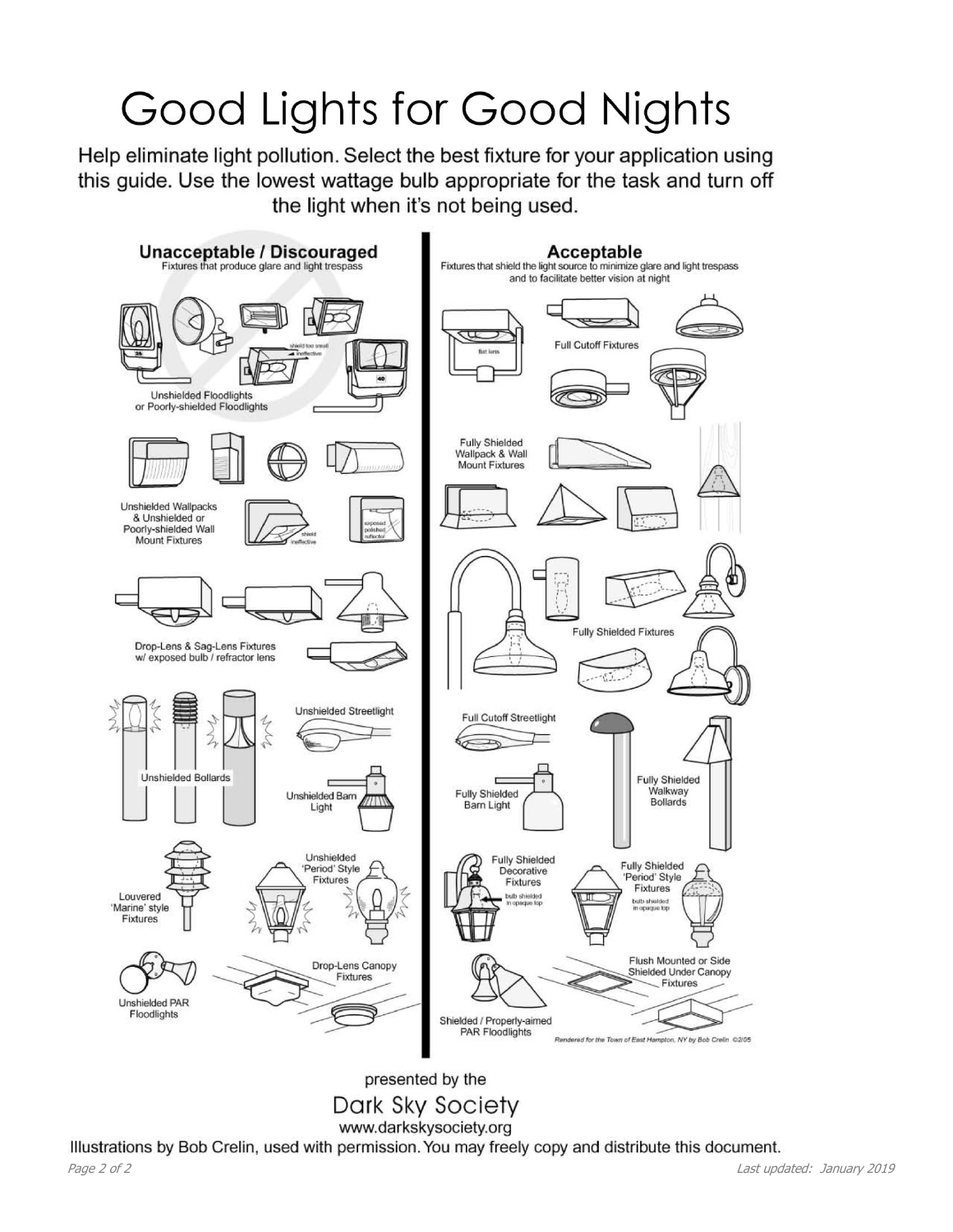# Good Lights for Good Nights

Help eliminate light pollution. Select the best fixture for your application using this guide. Use the lowest wattage bulb appropriate for the task and turn off the light when it's not being used.

## Unacceptable / Discouraged

Fixtures that produce glare and light trespass

- Unshielded Floodlights or Poorly-shielded Floodlights (shield too small / ineffective)
- Unshielded Wallpacks & Unshielded or Poorly-shielded Wall Mount Fixtures (shield ineffective; exposed polished reflector)
- Drop-Lens & Sag-Lens Fixtures w/ exposed bulb / refractor lens
- Unshielded Bollards
- Unshielded Streetlight
- Unshielded Barn Light
- Louvered 'Marine' style Fixtures
- Unshielded 'Period' Style Fixtures
- Unshielded PAR Floodlights
- Drop-Lens Canopy Fixtures

## Acceptable

Fixtures that shield the light source to minimize glare and light trespass and to facilitate better vision at night

- Full Cutoff Fixtures (flat lens)
- Fully Shielded Wallpack & Wall Mount Fixtures
- Fully Shielded Fixtures
- Full Cutoff Streetlight
- Fully Shielded Barn Light
- Fully Shielded Walkway Bollards
- Fully Shielded Decorative Fixtures (bulb shielded in opaque top)
- Fully Shielded 'Period' Style Fixtures (bulb shielded in opaque top)
- Shielded / Properly-aimed PAR Floodlights
- Flush Mounted or Side Shielded Under Canopy Fixtures

*Rendered for the Town of East Hampton, NY by Bob Crelin ©2/05*

presented by the

Dark Sky Society

www.darkskysociety.org

Illustrations by Bob Crelin, used with permission. You may freely copy and distribute this document.

*Last updated: January 2019*